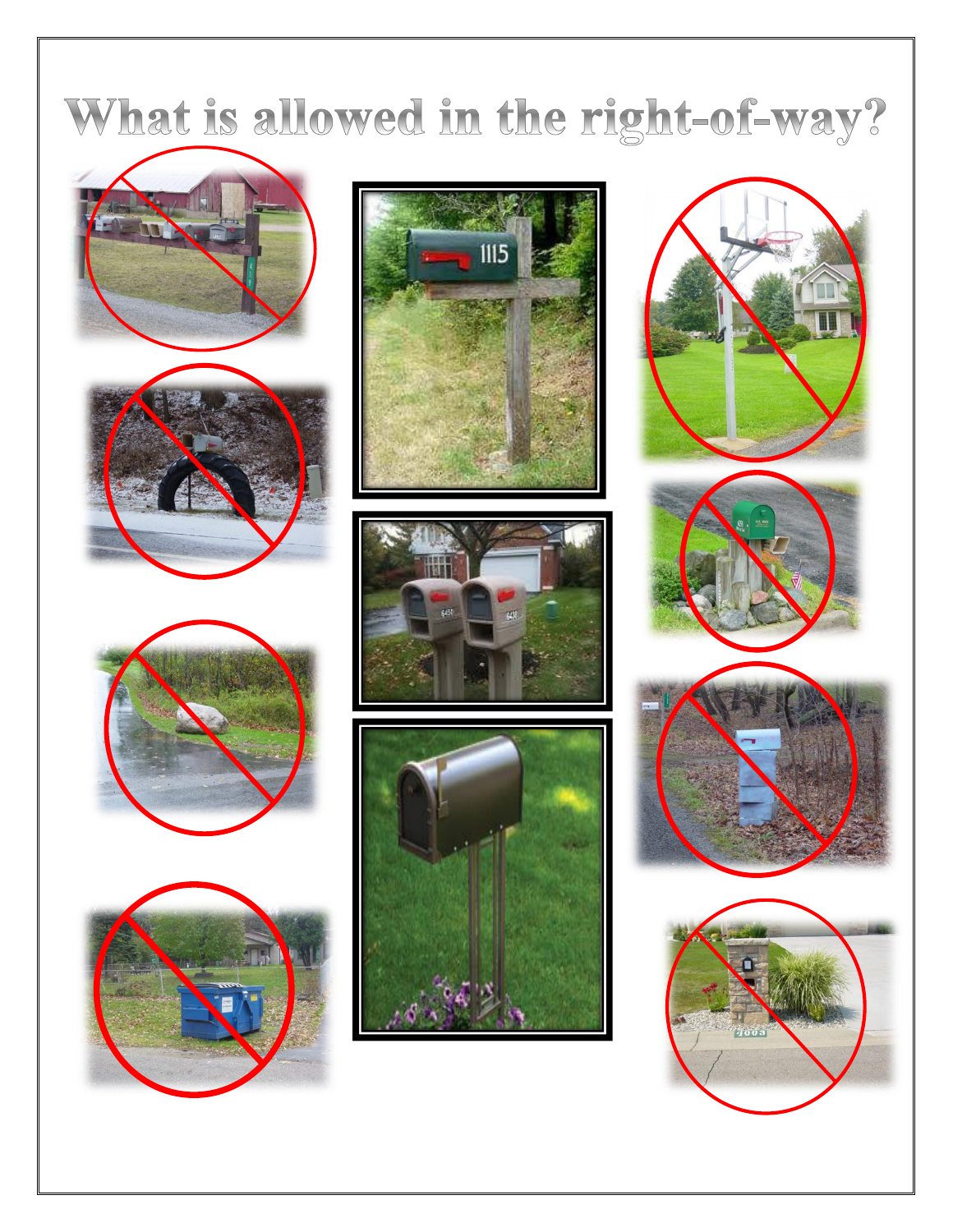# What is allowed in the right-of-way?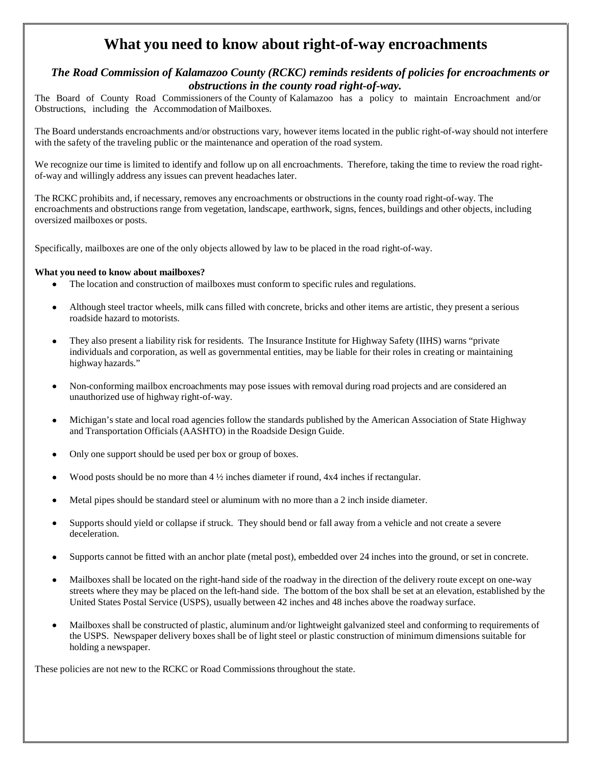# What you need to know about right-of-way encroachments

***The Road Commission of Kalamazoo County (RCKC) reminds residents of policies for encroachments or obstructions in the county road right-of-way.***

The Board of County Road Commissioners of the County of Kalamazoo has a policy to maintain Encroachment and/or Obstructions, including the Accommodation of Mailboxes.

The Board understands encroachments and/or obstructions vary, however items located in the public right-of-way should not interfere with the safety of the traveling public or the maintenance and operation of the road system.

We recognize our time is limited to identify and follow up on all encroachments. Therefore, taking the time to review the road right-of-way and willingly address any issues can prevent headaches later.

The RCKC prohibits and, if necessary, removes any encroachments or obstructions in the county road right-of-way. The encroachments and obstructions range from vegetation, landscape, earthwork, signs, fences, buildings and other objects, including oversized mailboxes or posts.

Specifically, mailboxes are one of the only objects allowed by law to be placed in the road right-of-way.

**What you need to know about mailboxes?**

- The location and construction of mailboxes must conform to specific rules and regulations.
- Although steel tractor wheels, milk cans filled with concrete, bricks and other items are artistic, they present a serious roadside hazard to motorists.
- They also present a liability risk for residents. The Insurance Institute for Highway Safety (IIHS) warns "private individuals and corporation, as well as governmental entities, may be liable for their roles in creating or maintaining highway hazards."
- Non-conforming mailbox encroachments may pose issues with removal during road projects and are considered an unauthorized use of highway right-of-way.
- Michigan's state and local road agencies follow the standards published by the American Association of State Highway and Transportation Officials (AASHTO) in the Roadside Design Guide.
- Only one support should be used per box or group of boxes.
- Wood posts should be no more than 4 ½ inches diameter if round, 4x4 inches if rectangular.
- Metal pipes should be standard steel or aluminum with no more than a 2 inch inside diameter.
- Supports should yield or collapse if struck. They should bend or fall away from a vehicle and not create a severe deceleration.
- Supports cannot be fitted with an anchor plate (metal post), embedded over 24 inches into the ground, or set in concrete.
- Mailboxes shall be located on the right-hand side of the roadway in the direction of the delivery route except on one-way streets where they may be placed on the left-hand side. The bottom of the box shall be set at an elevation, established by the United States Postal Service (USPS), usually between 42 inches and 48 inches above the roadway surface.
- Mailboxes shall be constructed of plastic, aluminum and/or lightweight galvanized steel and conforming to requirements of the USPS. Newspaper delivery boxes shall be of light steel or plastic construction of minimum dimensions suitable for holding a newspaper.

These policies are not new to the RCKC or Road Commissions throughout the state.